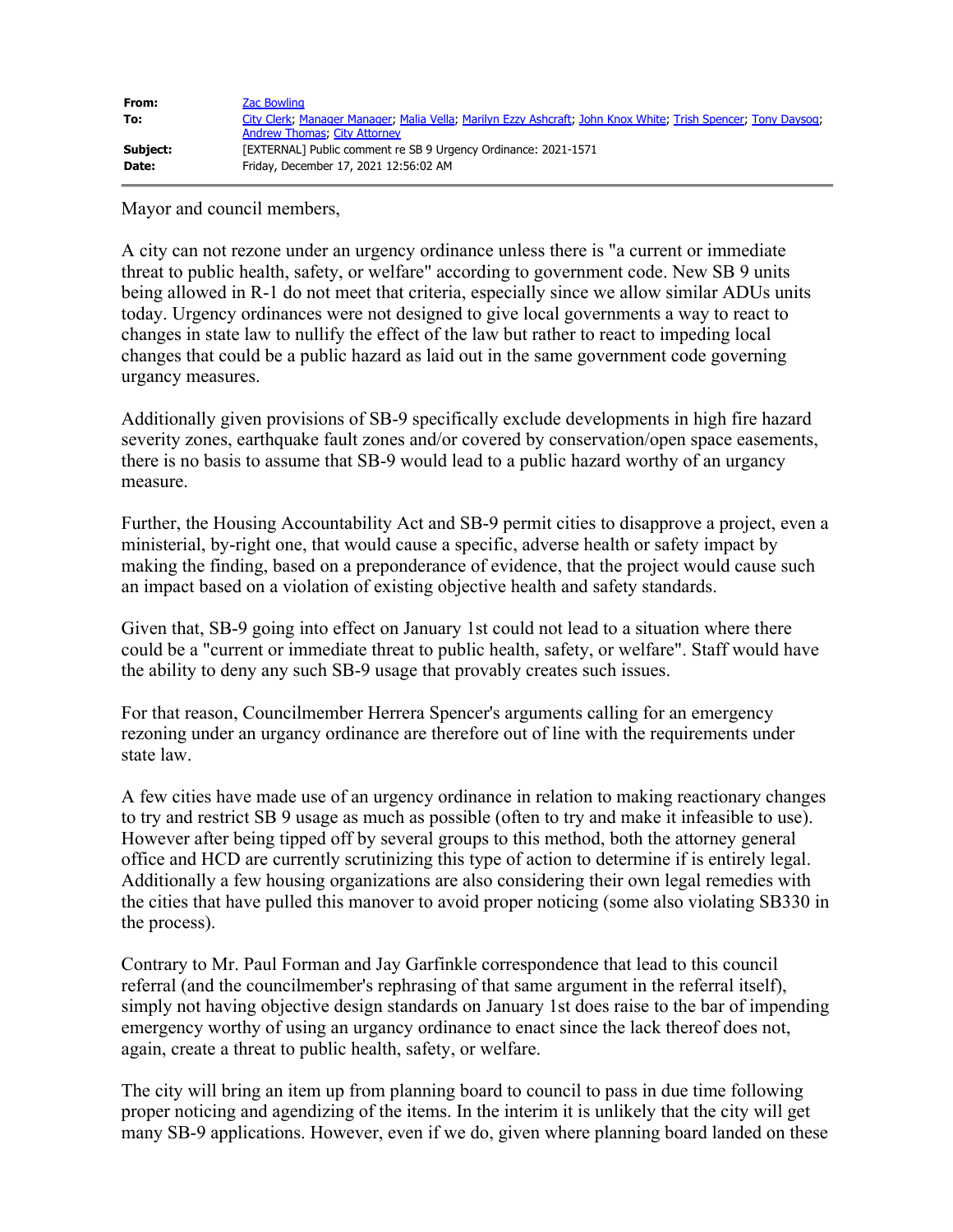| | |
|---|---|
| **From:** | Zac Bowling |
| **To:** | City Clerk; Manager Manager; Malia Vella; Marilyn Ezzy Ashcraft; John Knox White; Trish Spencer; Tony Daysog; Andrew Thomas; City Attorney |
| **Subject:** | [EXTERNAL] Public comment re SB 9 Urgency Ordinance: 2021-1571 |
| **Date:** | Friday, December 17, 2021 12:56:02 AM |

Mayor and council members,

A city can not rezone under an urgency ordinance unless there is "a current or immediate threat to public health, safety, or welfare" according to government code. New SB 9 units being allowed in R-1 do not meet that criteria, especially since we allow similar ADUs units today. Urgency ordinances were not designed to give local governments a way to react to changes in state law to nullify the effect of the law but rather to react to impeding local changes that could be a public hazard as laid out in the same government code governing urgancy measures.

Additionally given provisions of SB-9 specifically exclude developments in high fire hazard severity zones, earthquake fault zones and/or covered by conservation/open space easements, there is no basis to assume that SB-9 would lead to a public hazard worthy of an urgancy measure.

Further, the Housing Accountability Act and SB-9 permit cities to disapprove a project, even a ministerial, by-right one, that would cause a specific, adverse health or safety impact by making the finding, based on a preponderance of evidence, that the project would cause such an impact based on a violation of existing objective health and safety standards.

Given that, SB-9 going into effect on January 1st could not lead to a situation where there could be a "current or immediate threat to public health, safety, or welfare". Staff would have the ability to deny any such SB-9 usage that provably creates such issues.

For that reason, Councilmember Herrera Spencer's arguments calling for an emergency rezoning under an urgancy ordinance are therefore out of line with the requirements under state law.

A few cities have made use of an urgency ordinance in relation to making reactionary changes to try and restrict SB 9 usage as much as possible (often to try and make it infeasible to use). However after being tipped off by several groups to this method, both the attorney general office and HCD are currently scrutinizing this type of action to determine if is entirely legal. Additionally a few housing organizations are also considering their own legal remedies with the cities that have pulled this manover to avoid proper noticing (some also violating SB330 in the process).

Contrary to Mr. Paul Forman and Jay Garfinkle correspondence that lead to this council referral (and the councilmember's rephrasing of that same argument in the referral itself), simply not having objective design standards on January 1st does raise to the bar of impending emergency worthy of using an urgancy ordinance to enact since the lack thereof does not, again, create a threat to public health, safety, or welfare.

The city will bring an item up from planning board to council to pass in due time following proper noticing and agendizing of the items. In the interim it is unlikely that the city will get many SB-9 applications. However, even if we do, given where planning board landed on these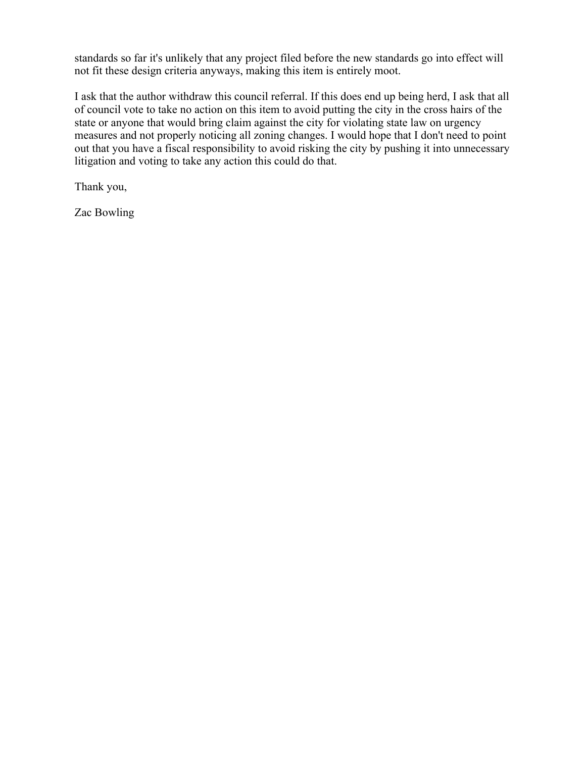standards so far it's unlikely that any project filed before the new standards go into effect will not fit these design criteria anyways, making this item is entirely moot.

I ask that the author withdraw this council referral. If this does end up being herd, I ask that all of council vote to take no action on this item to avoid putting the city in the cross hairs of the state or anyone that would bring claim against the city for violating state law on urgency measures and not properly noticing all zoning changes. I would hope that I don't need to point out that you have a fiscal responsibility to avoid risking the city by pushing it into unnecessary litigation and voting to take any action this could do that.

Thank you,

Zac Bowling